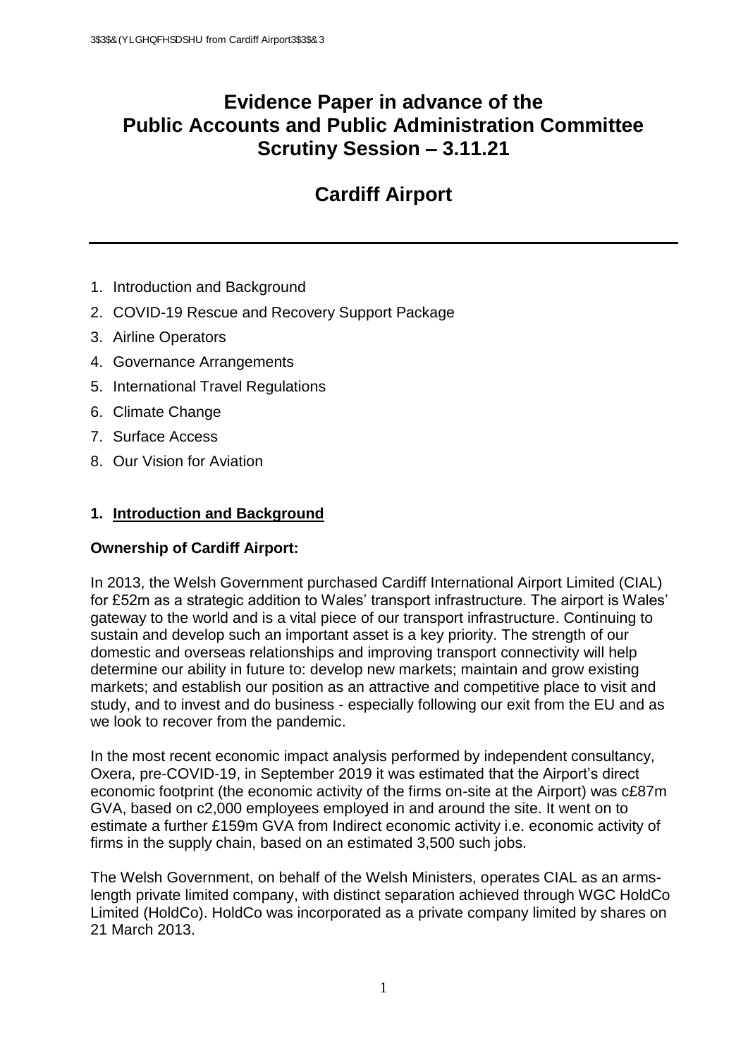# Evidence Paper in advance of the Public Accounts and Public Administration Committee Scrutiny Session – 3.11.21

# Cardiff Airport

1. Introduction and Background
2. COVID-19 Rescue and Recovery Support Package
3. Airline Operators
4. Governance Arrangements
5. International Travel Regulations
6. Climate Change
7. Surface Access
8. Our Vision for Aviation

## 1. Introduction and Background

### Ownership of Cardiff Airport:

In 2013, the Welsh Government purchased Cardiff International Airport Limited (CIAL) for £52m as a strategic addition to Wales' transport infrastructure. The airport is Wales' gateway to the world and is a vital piece of our transport infrastructure. Continuing to sustain and develop such an important asset is a key priority. The strength of our domestic and overseas relationships and improving transport connectivity will help determine our ability in future to: develop new markets; maintain and grow existing markets; and establish our position as an attractive and competitive place to visit and study, and to invest and do business - especially following our exit from the EU and as we look to recover from the pandemic.

In the most recent economic impact analysis performed by independent consultancy, Oxera, pre-COVID-19, in September 2019 it was estimated that the Airport's direct economic footprint (the economic activity of the firms on-site at the Airport) was c£87m GVA, based on c2,000 employees employed in and around the site. It went on to estimate a further £159m GVA from Indirect economic activity i.e. economic activity of firms in the supply chain, based on an estimated 3,500 such jobs.

The Welsh Government, on behalf of the Welsh Ministers, operates CIAL as an arms-length private limited company, with distinct separation achieved through WGC HoldCo Limited (HoldCo). HoldCo was incorporated as a private company limited by shares on 21 March 2013.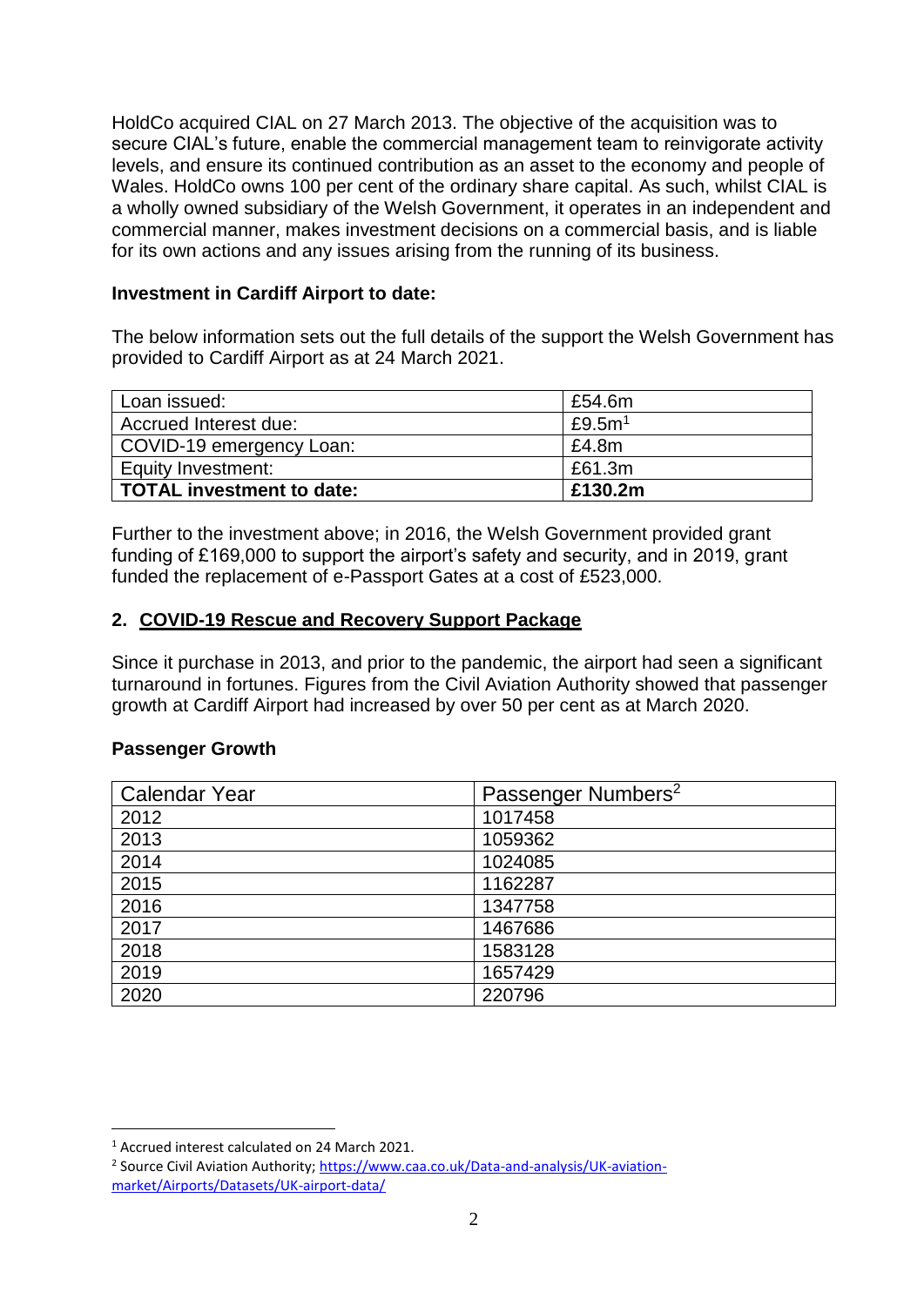HoldCo acquired CIAL on 27 March 2013. The objective of the acquisition was to secure CIAL's future, enable the commercial management team to reinvigorate activity levels, and ensure its continued contribution as an asset to the economy and people of Wales. HoldCo owns 100 per cent of the ordinary share capital. As such, whilst CIAL is a wholly owned subsidiary of the Welsh Government, it operates in an independent and commercial manner, makes investment decisions on a commercial basis, and is liable for its own actions and any issues arising from the running of its business.

**Investment in Cardiff Airport to date:**

The below information sets out the full details of the support the Welsh Government has provided to Cardiff Airport as at 24 March 2021.

| | |
|---|---|
| Loan issued: | £54.6m |
| Accrued Interest due: | £9.5m[1] |
| COVID-19 emergency Loan: | £4.8m |
| Equity Investment: | £61.3m |
| **TOTAL investment to date:** | **£130.2m** |

Further to the investment above; in 2016, the Welsh Government provided grant funding of £169,000 to support the airport's safety and security, and in 2019, grant funded the replacement of e-Passport Gates at a cost of £523,000.

## 2. COVID-19 Rescue and Recovery Support Package

Since it purchase in 2013, and prior to the pandemic, the airport had seen a significant turnaround in fortunes. Figures from the Civil Aviation Authority showed that passenger growth at Cardiff Airport had increased by over 50 per cent as at March 2020.

**Passenger Growth**

| Calendar Year | Passenger Numbers[2] |
|---|---|
| 2012 | 1017458 |
| 2013 | 1059362 |
| 2014 | 1024085 |
| 2015 | 1162287 |
| 2016 | 1347758 |
| 2017 | 1467686 |
| 2018 | 1583128 |
| 2019 | 1657429 |
| 2020 | 220796 |

[1] Accrued interest calculated on 24 March 2021.

[2] Source Civil Aviation Authority; https://www.caa.co.uk/Data-and-analysis/UK-aviation-market/Airports/Datasets/UK-airport-data/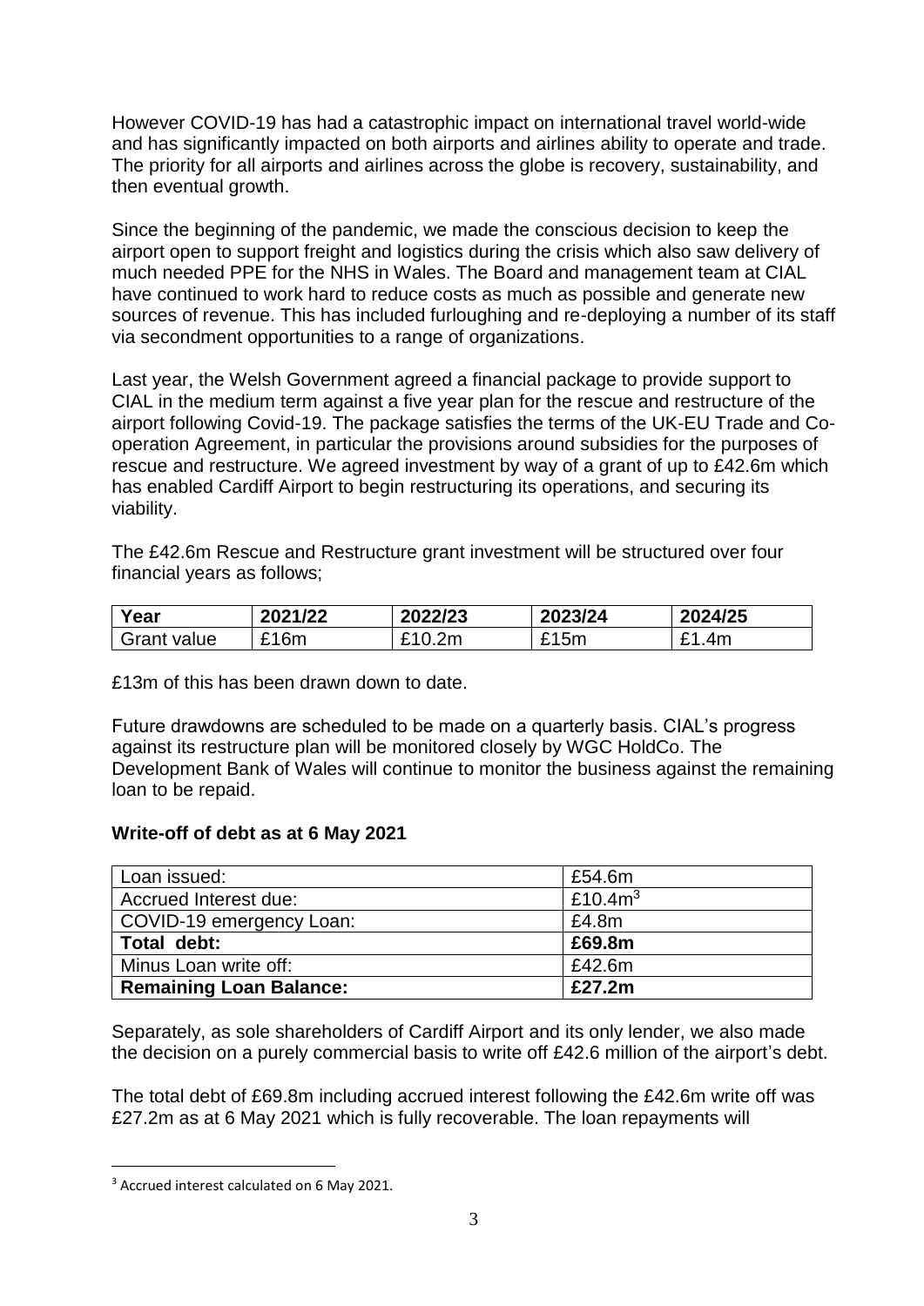However COVID-19 has had a catastrophic impact on international travel world-wide and has significantly impacted on both airports and airlines ability to operate and trade. The priority for all airports and airlines across the globe is recovery, sustainability, and then eventual growth.

Since the beginning of the pandemic, we made the conscious decision to keep the airport open to support freight and logistics during the crisis which also saw delivery of much needed PPE for the NHS in Wales. The Board and management team at CIAL have continued to work hard to reduce costs as much as possible and generate new sources of revenue. This has included furloughing and re-deploying a number of its staff via secondment opportunities to a range of organizations.

Last year, the Welsh Government agreed a financial package to provide support to CIAL in the medium term against a five year plan for the rescue and restructure of the airport following Covid-19. The package satisfies the terms of the UK-EU Trade and Co-operation Agreement, in particular the provisions around subsidies for the purposes of rescue and restructure. We agreed investment by way of a grant of up to £42.6m which has enabled Cardiff Airport to begin restructuring its operations, and securing its viability.

The £42.6m Rescue and Restructure grant investment will be structured over four financial years as follows;

| Year | 2021/22 | 2022/23 | 2023/24 | 2024/25 |
|---|---|---|---|---|
| Grant value | £16m | £10.2m | £15m | £1.4m |

£13m of this has been drawn down to date.

Future drawdowns are scheduled to be made on a quarterly basis. CIAL's progress against its restructure plan will be monitored closely by WGC HoldCo. The Development Bank of Wales will continue to monitor the business against the remaining loan to be repaid.

**Write-off of debt as at 6 May 2021**

| | |
|---|---|
| Loan issued: | £54.6m |
| Accrued Interest due: | £10.4m[3] |
| COVID-19 emergency Loan: | £4.8m |
| **Total debt:** | **£69.8m** |
| Minus Loan write off: | £42.6m |
| **Remaining Loan Balance:** | **£27.2m** |

Separately, as sole shareholders of Cardiff Airport and its only lender, we also made the decision on a purely commercial basis to write off £42.6 million of the airport's debt.

The total debt of £69.8m including accrued interest following the £42.6m write off was £27.2m as at 6 May 2021 which is fully recoverable. The loan repayments will

[3] Accrued interest calculated on 6 May 2021.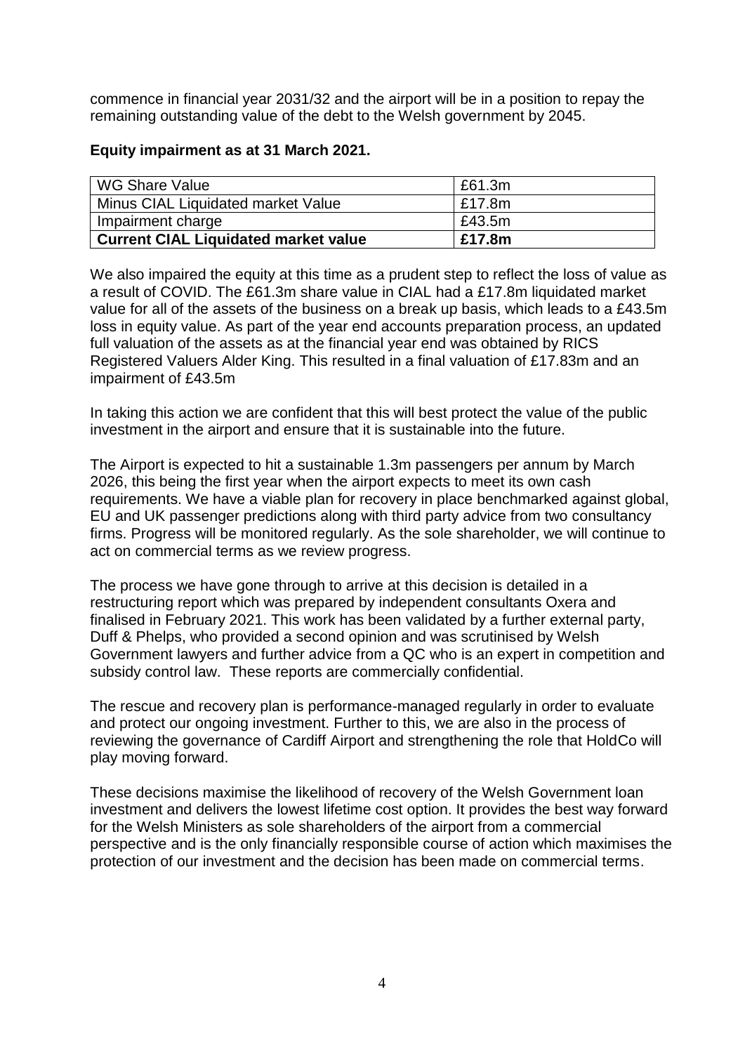commence in financial year 2031/32 and the airport will be in a position to repay the remaining outstanding value of the debt to the Welsh government by 2045.

**Equity impairment as at 31 March 2021.**

| WG Share Value | £61.3m |
|---|---|
| Minus CIAL Liquidated market Value | £17.8m |
| Impairment charge | £43.5m |
| **Current CIAL Liquidated market value** | **£17.8m** |

We also impaired the equity at this time as a prudent step to reflect the loss of value as a result of COVID. The £61.3m share value in CIAL had a £17.8m liquidated market value for all of the assets of the business on a break up basis, which leads to a £43.5m loss in equity value. As part of the year end accounts preparation process, an updated full valuation of the assets as at the financial year end was obtained by RICS Registered Valuers Alder King. This resulted in a final valuation of £17.83m and an impairment of £43.5m

In taking this action we are confident that this will best protect the value of the public investment in the airport and ensure that it is sustainable into the future.

The Airport is expected to hit a sustainable 1.3m passengers per annum by March 2026, this being the first year when the airport expects to meet its own cash requirements. We have a viable plan for recovery in place benchmarked against global, EU and UK passenger predictions along with third party advice from two consultancy firms. Progress will be monitored regularly. As the sole shareholder, we will continue to act on commercial terms as we review progress.

The process we have gone through to arrive at this decision is detailed in a restructuring report which was prepared by independent consultants Oxera and finalised in February 2021. This work has been validated by a further external party, Duff & Phelps, who provided a second opinion and was scrutinised by Welsh Government lawyers and further advice from a QC who is an expert in competition and subsidy control law. These reports are commercially confidential.

The rescue and recovery plan is performance-managed regularly in order to evaluate and protect our ongoing investment. Further to this, we are also in the process of reviewing the governance of Cardiff Airport and strengthening the role that HoldCo will play moving forward.

These decisions maximise the likelihood of recovery of the Welsh Government loan investment and delivers the lowest lifetime cost option. It provides the best way forward for the Welsh Ministers as sole shareholders of the airport from a commercial perspective and is the only financially responsible course of action which maximises the protection of our investment and the decision has been made on commercial terms.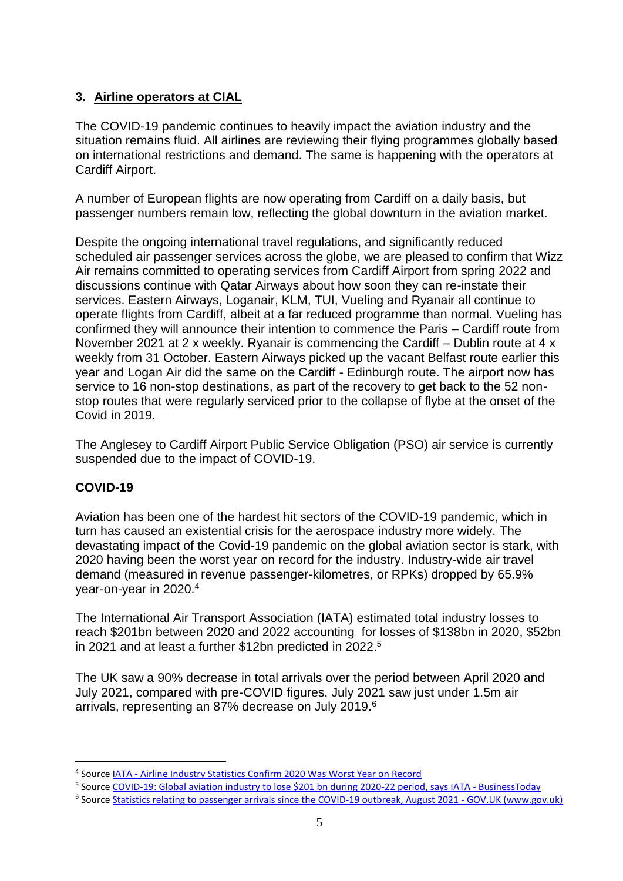## 3. Airline operators at CIAL

The COVID-19 pandemic continues to heavily impact the aviation industry and the situation remains fluid. All airlines are reviewing their flying programmes globally based on international restrictions and demand. The same is happening with the operators at Cardiff Airport.

A number of European flights are now operating from Cardiff on a daily basis, but passenger numbers remain low, reflecting the global downturn in the aviation market.

Despite the ongoing international travel regulations, and significantly reduced scheduled air passenger services across the globe, we are pleased to confirm that Wizz Air remains committed to operating services from Cardiff Airport from spring 2022 and discussions continue with Qatar Airways about how soon they can re-instate their services. Eastern Airways, Loganair, KLM, TUI, Vueling and Ryanair all continue to operate flights from Cardiff, albeit at a far reduced programme than normal. Vueling has confirmed they will announce their intention to commence the Paris – Cardiff route from November 2021 at 2 x weekly. Ryanair is commencing the Cardiff – Dublin route at 4 x weekly from 31 October. Eastern Airways picked up the vacant Belfast route earlier this year and Logan Air did the same on the Cardiff - Edinburgh route. The airport now has service to 16 non-stop destinations, as part of the recovery to get back to the 52 non-stop routes that were regularly serviced prior to the collapse of flybe at the onset of the Covid in 2019.

The Anglesey to Cardiff Airport Public Service Obligation (PSO) air service is currently suspended due to the impact of COVID-19.

### COVID-19

Aviation has been one of the hardest hit sectors of the COVID-19 pandemic, which in turn has caused an existential crisis for the aerospace industry more widely. The devastating impact of the Covid-19 pandemic on the global aviation sector is stark, with 2020 having been the worst year on record for the industry. Industry-wide air travel demand (measured in revenue passenger-kilometres, or RPKs) dropped by 65.9% year-on-year in 2020.[4]

The International Air Transport Association (IATA) estimated total industry losses to reach $201bn between 2020 and 2022 accounting for losses of $138bn in 2020, $52bn in 2021 and at least a further $12bn predicted in 2022.[5]

The UK saw a 90% decrease in total arrivals over the period between April 2020 and July 2021, compared with pre-COVID figures. July 2021 saw just under 1.5m air arrivals, representing an 87% decrease on July 2019.[6]

---

[4] Source IATA - Airline Industry Statistics Confirm 2020 Was Worst Year on Record

[5] Source COVID-19: Global aviation industry to lose $201 bn during 2020-22 period, says IATA - BusinessToday

[6] Source Statistics relating to passenger arrivals since the COVID-19 outbreak, August 2021 - GOV.UK (www.gov.uk)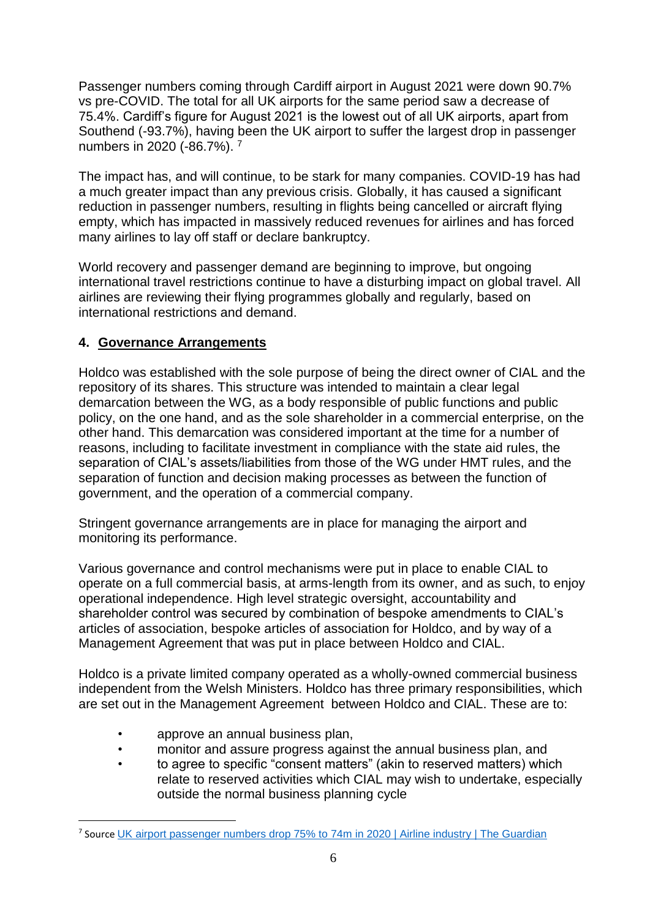Passenger numbers coming through Cardiff airport in August 2021 were down 90.7% vs pre-COVID. The total for all UK airports for the same period saw a decrease of 75.4%. Cardiff's figure for August 2021 is the lowest out of all UK airports, apart from Southend (-93.7%), having been the UK airport to suffer the largest drop in passenger numbers in 2020 (-86.7%). [7]

The impact has, and will continue, to be stark for many companies. COVID-19 has had a much greater impact than any previous crisis. Globally, it has caused a significant reduction in passenger numbers, resulting in flights being cancelled or aircraft flying empty, which has impacted in massively reduced revenues for airlines and has forced many airlines to lay off staff or declare bankruptcy.

World recovery and passenger demand are beginning to improve, but ongoing international travel restrictions continue to have a disturbing impact on global travel. All airlines are reviewing their flying programmes globally and regularly, based on international restrictions and demand.

## 4. Governance Arrangements

Holdco was established with the sole purpose of being the direct owner of CIAL and the repository of its shares. This structure was intended to maintain a clear legal demarcation between the WG, as a body responsible of public functions and public policy, on the one hand, and as the sole shareholder in a commercial enterprise, on the other hand. This demarcation was considered important at the time for a number of reasons, including to facilitate investment in compliance with the state aid rules, the separation of CIAL's assets/liabilities from those of the WG under HMT rules, and the separation of function and decision making processes as between the function of government, and the operation of a commercial company.

Stringent governance arrangements are in place for managing the airport and monitoring its performance.

Various governance and control mechanisms were put in place to enable CIAL to operate on a full commercial basis, at arms-length from its owner, and as such, to enjoy operational independence. High level strategic oversight, accountability and shareholder control was secured by combination of bespoke amendments to CIAL's articles of association, bespoke articles of association for Holdco, and by way of a Management Agreement that was put in place between Holdco and CIAL.

Holdco is a private limited company operated as a wholly-owned commercial business independent from the Welsh Ministers. Holdco has three primary responsibilities, which are set out in the Management Agreement between Holdco and CIAL. These are to:

- approve an annual business plan,
- monitor and assure progress against the annual business plan, and
- to agree to specific "consent matters" (akin to reserved matters) which relate to reserved activities which CIAL may wish to undertake, especially outside the normal business planning cycle

---

[7] Source UK airport passenger numbers drop 75% to 74m in 2020 | Airline industry | The Guardian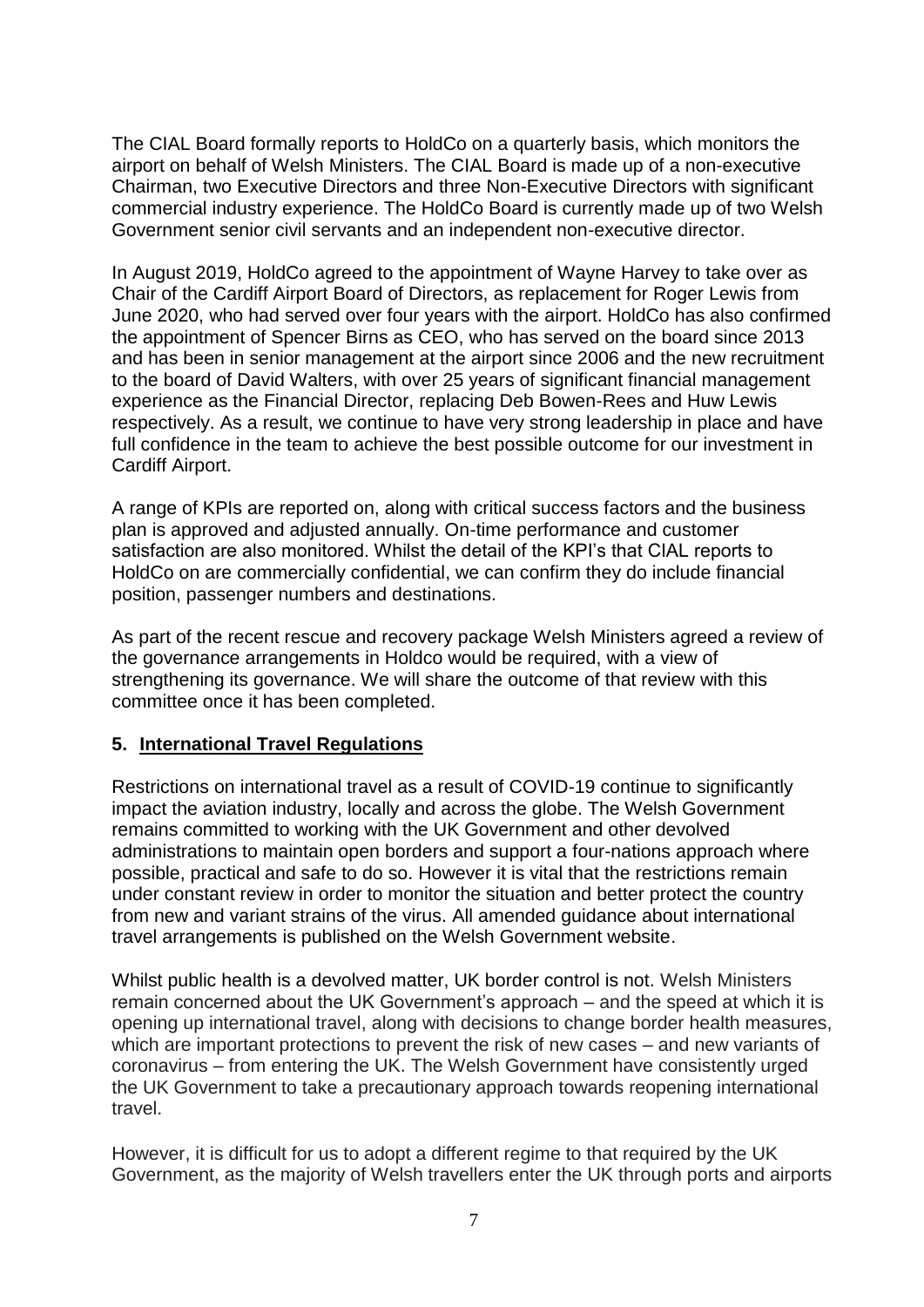The CIAL Board formally reports to HoldCo on a quarterly basis, which monitors the airport on behalf of Welsh Ministers. The CIAL Board is made up of a non-executive Chairman, two Executive Directors and three Non-Executive Directors with significant commercial industry experience. The HoldCo Board is currently made up of two Welsh Government senior civil servants and an independent non-executive director.

In August 2019, HoldCo agreed to the appointment of Wayne Harvey to take over as Chair of the Cardiff Airport Board of Directors, as replacement for Roger Lewis from June 2020, who had served over four years with the airport. HoldCo has also confirmed the appointment of Spencer Birns as CEO, who has served on the board since 2013 and has been in senior management at the airport since 2006 and the new recruitment to the board of David Walters, with over 25 years of significant financial management experience as the Financial Director, replacing Deb Bowen-Rees and Huw Lewis respectively. As a result, we continue to have very strong leadership in place and have full confidence in the team to achieve the best possible outcome for our investment in Cardiff Airport.

A range of KPIs are reported on, along with critical success factors and the business plan is approved and adjusted annually. On-time performance and customer satisfaction are also monitored. Whilst the detail of the KPI's that CIAL reports to HoldCo on are commercially confidential, we can confirm they do include financial position, passenger numbers and destinations.

As part of the recent rescue and recovery package Welsh Ministers agreed a review of the governance arrangements in Holdco would be required, with a view of strengthening its governance. We will share the outcome of that review with this committee once it has been completed.

## 5. International Travel Regulations

Restrictions on international travel as a result of COVID-19 continue to significantly impact the aviation industry, locally and across the globe. The Welsh Government remains committed to working with the UK Government and other devolved administrations to maintain open borders and support a four-nations approach where possible, practical and safe to do so. However it is vital that the restrictions remain under constant review in order to monitor the situation and better protect the country from new and variant strains of the virus. All amended guidance about international travel arrangements is published on the Welsh Government website.

Whilst public health is a devolved matter, UK border control is not. Welsh Ministers remain concerned about the UK Government's approach – and the speed at which it is opening up international travel, along with decisions to change border health measures, which are important protections to prevent the risk of new cases – and new variants of coronavirus – from entering the UK. The Welsh Government have consistently urged the UK Government to take a precautionary approach towards reopening international travel.

However, it is difficult for us to adopt a different regime to that required by the UK Government, as the majority of Welsh travellers enter the UK through ports and airports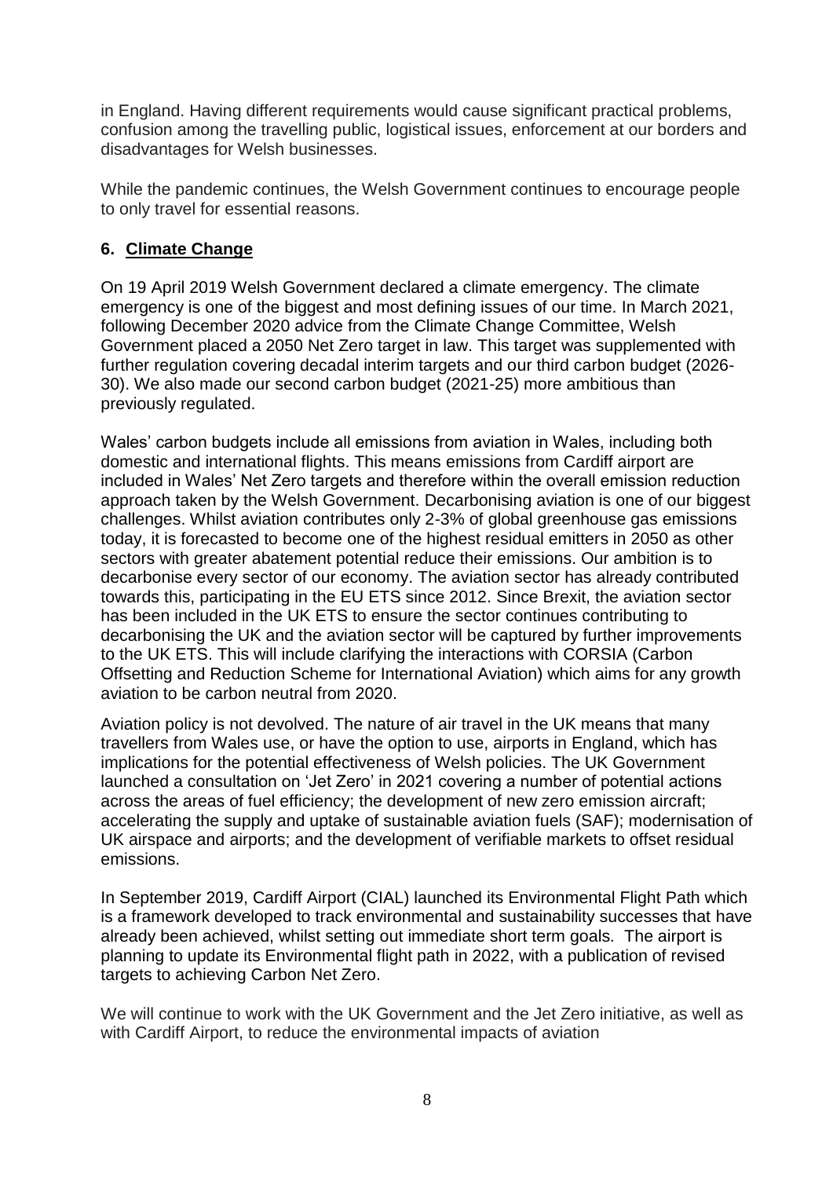in England. Having different requirements would cause significant practical problems, confusion among the travelling public, logistical issues, enforcement at our borders and disadvantages for Welsh businesses.

While the pandemic continues, the Welsh Government continues to encourage people to only travel for essential reasons.

## 6. Climate Change

On 19 April 2019 Welsh Government declared a climate emergency. The climate emergency is one of the biggest and most defining issues of our time. In March 2021, following December 2020 advice from the Climate Change Committee, Welsh Government placed a 2050 Net Zero target in law. This target was supplemented with further regulation covering decadal interim targets and our third carbon budget (2026-30). We also made our second carbon budget (2021-25) more ambitious than previously regulated.

Wales' carbon budgets include all emissions from aviation in Wales, including both domestic and international flights. This means emissions from Cardiff airport are included in Wales' Net Zero targets and therefore within the overall emission reduction approach taken by the Welsh Government. Decarbonising aviation is one of our biggest challenges. Whilst aviation contributes only 2-3% of global greenhouse gas emissions today, it is forecasted to become one of the highest residual emitters in 2050 as other sectors with greater abatement potential reduce their emissions. Our ambition is to decarbonise every sector of our economy. The aviation sector has already contributed towards this, participating in the EU ETS since 2012. Since Brexit, the aviation sector has been included in the UK ETS to ensure the sector continues contributing to decarbonising the UK and the aviation sector will be captured by further improvements to the UK ETS. This will include clarifying the interactions with CORSIA (Carbon Offsetting and Reduction Scheme for International Aviation) which aims for any growth aviation to be carbon neutral from 2020.

Aviation policy is not devolved. The nature of air travel in the UK means that many travellers from Wales use, or have the option to use, airports in England, which has implications for the potential effectiveness of Welsh policies. The UK Government launched a consultation on 'Jet Zero' in 2021 covering a number of potential actions across the areas of fuel efficiency; the development of new zero emission aircraft; accelerating the supply and uptake of sustainable aviation fuels (SAF); modernisation of UK airspace and airports; and the development of verifiable markets to offset residual emissions.

In September 2019, Cardiff Airport (CIAL) launched its Environmental Flight Path which is a framework developed to track environmental and sustainability successes that have already been achieved, whilst setting out immediate short term goals. The airport is planning to update its Environmental flight path in 2022, with a publication of revised targets to achieving Carbon Net Zero.

We will continue to work with the UK Government and the Jet Zero initiative, as well as with Cardiff Airport, to reduce the environmental impacts of aviation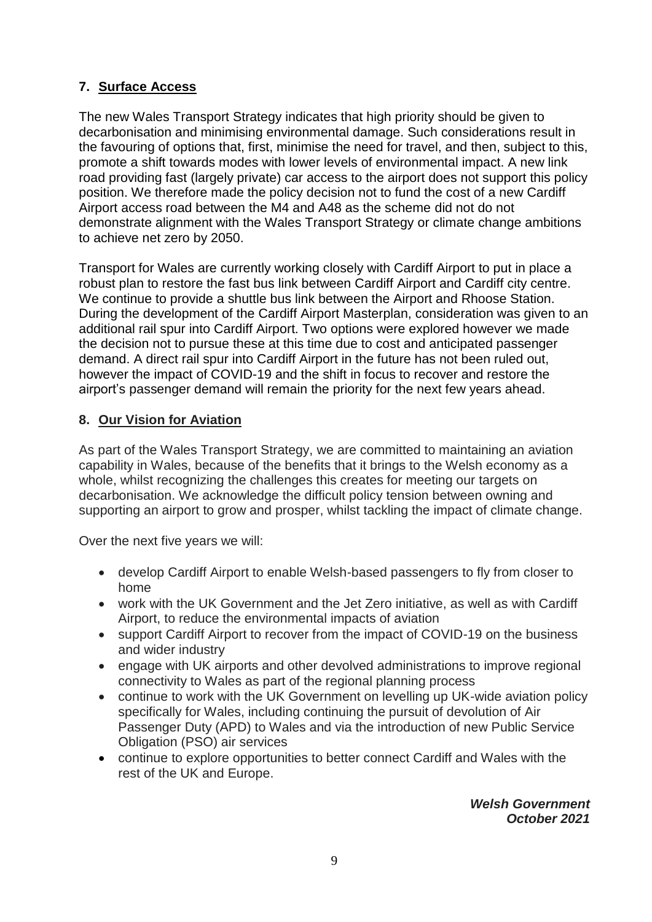## 7. Surface Access

The new Wales Transport Strategy indicates that high priority should be given to decarbonisation and minimising environmental damage. Such considerations result in the favouring of options that, first, minimise the need for travel, and then, subject to this, promote a shift towards modes with lower levels of environmental impact. A new link road providing fast (largely private) car access to the airport does not support this policy position. We therefore made the policy decision not to fund the cost of a new Cardiff Airport access road between the M4 and A48 as the scheme did not do not demonstrate alignment with the Wales Transport Strategy or climate change ambitions to achieve net zero by 2050.

Transport for Wales are currently working closely with Cardiff Airport to put in place a robust plan to restore the fast bus link between Cardiff Airport and Cardiff city centre. We continue to provide a shuttle bus link between the Airport and Rhoose Station. During the development of the Cardiff Airport Masterplan, consideration was given to an additional rail spur into Cardiff Airport. Two options were explored however we made the decision not to pursue these at this time due to cost and anticipated passenger demand. A direct rail spur into Cardiff Airport in the future has not been ruled out, however the impact of COVID-19 and the shift in focus to recover and restore the airport's passenger demand will remain the priority for the next few years ahead.

## 8. Our Vision for Aviation

As part of the Wales Transport Strategy, we are committed to maintaining an aviation capability in Wales, because of the benefits that it brings to the Welsh economy as a whole, whilst recognizing the challenges this creates for meeting our targets on decarbonisation. We acknowledge the difficult policy tension between owning and supporting an airport to grow and prosper, whilst tackling the impact of climate change.

Over the next five years we will:

- develop Cardiff Airport to enable Welsh-based passengers to fly from closer to home
- work with the UK Government and the Jet Zero initiative, as well as with Cardiff Airport, to reduce the environmental impacts of aviation
- support Cardiff Airport to recover from the impact of COVID-19 on the business and wider industry
- engage with UK airports and other devolved administrations to improve regional connectivity to Wales as part of the regional planning process
- continue to work with the UK Government on levelling up UK-wide aviation policy specifically for Wales, including continuing the pursuit of devolution of Air Passenger Duty (APD) to Wales and via the introduction of new Public Service Obligation (PSO) air services
- continue to explore opportunities to better connect Cardiff and Wales with the rest of the UK and Europe.

***Welsh Government***
***October 2021***